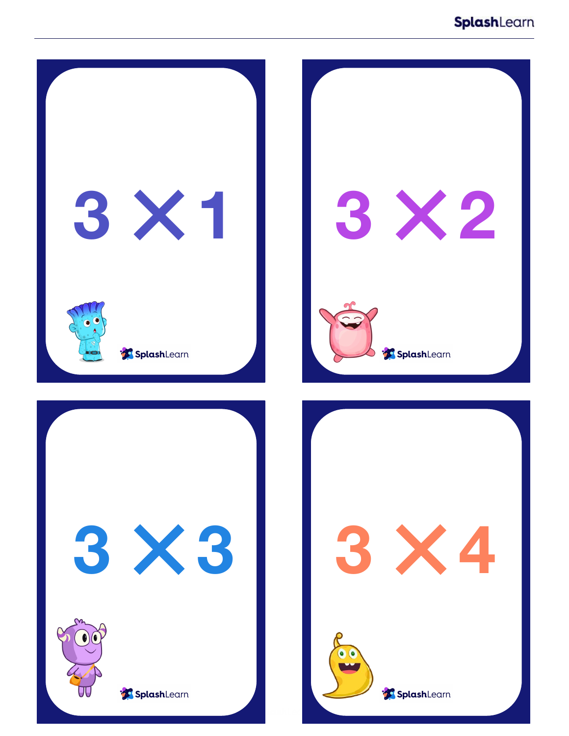$3 \times 1$

SplashLearn

$3 \times 2$

SplashLearn

$3 \times 3$

SplashLearn

$3 \times 4$

SplashLearn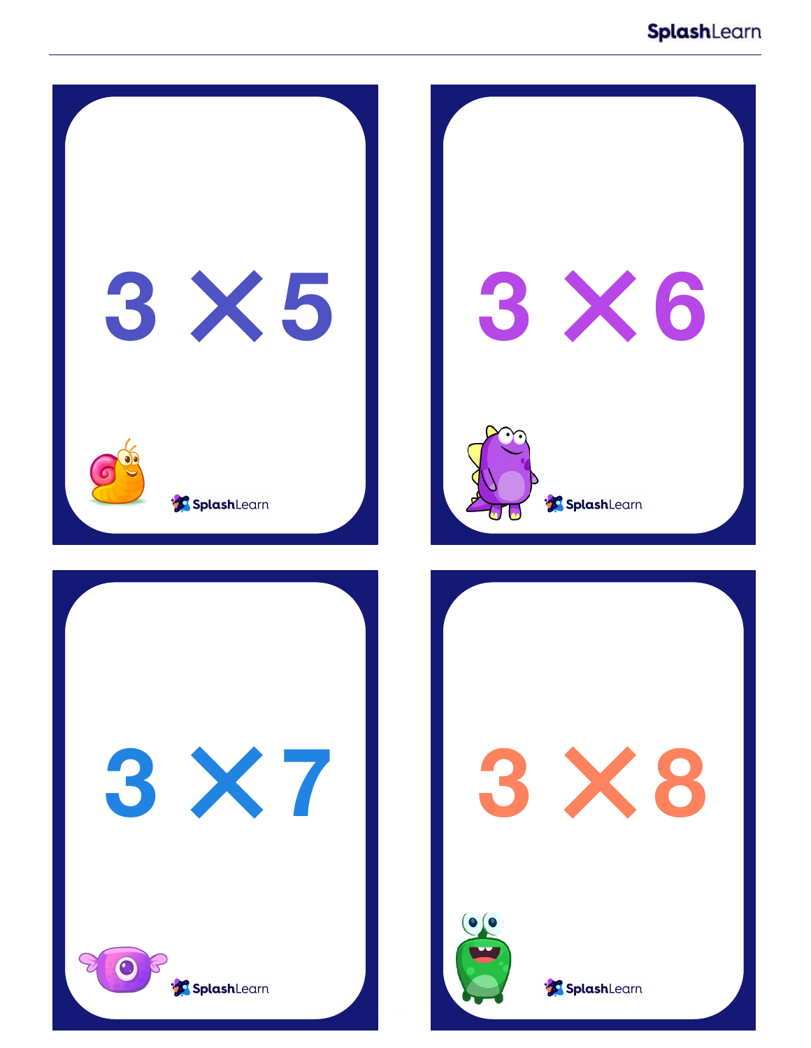$3 \times 5$

$3 \times 6$

$3 \times 7$

$3 \times 8$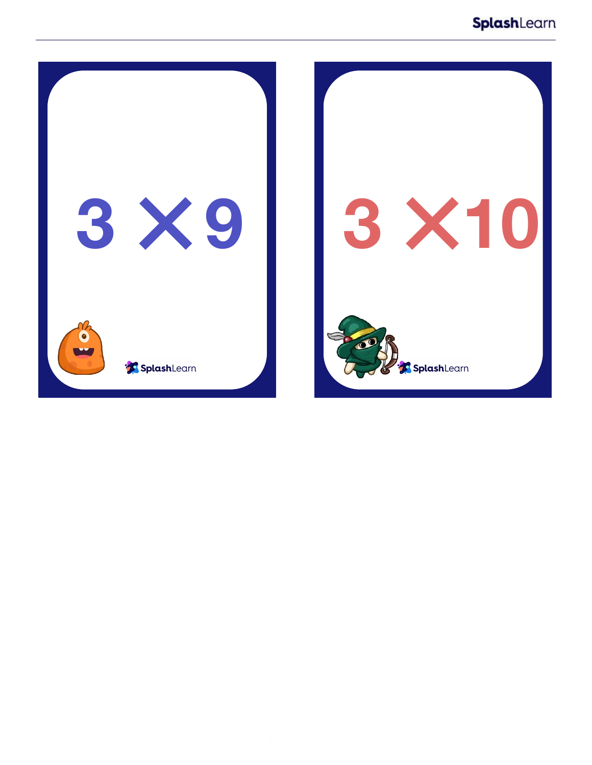$3 \times 9$

$3 \times 10$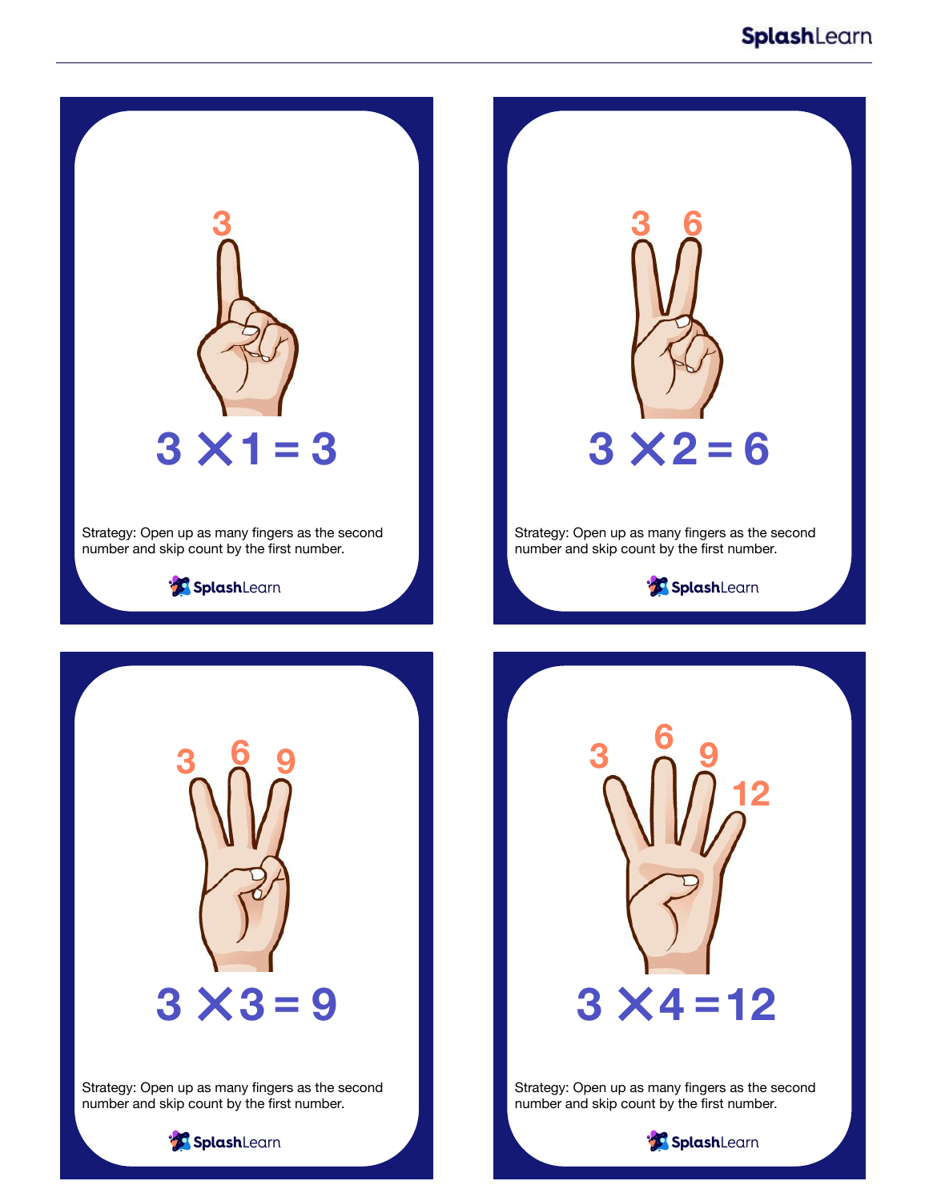3

$3 \times 1 = 3$

Strategy: Open up as many fingers as the second number and skip count by the first number.

3 6

$3 \times 2 = 6$

Strategy: Open up as many fingers as the second number and skip count by the first number.

3 6 9

$3 \times 3 = 9$

Strategy: Open up as many fingers as the second number and skip count by the first number.

3 6 9 12

$3 \times 4 = 12$

Strategy: Open up as many fingers as the second number and skip count by the first number.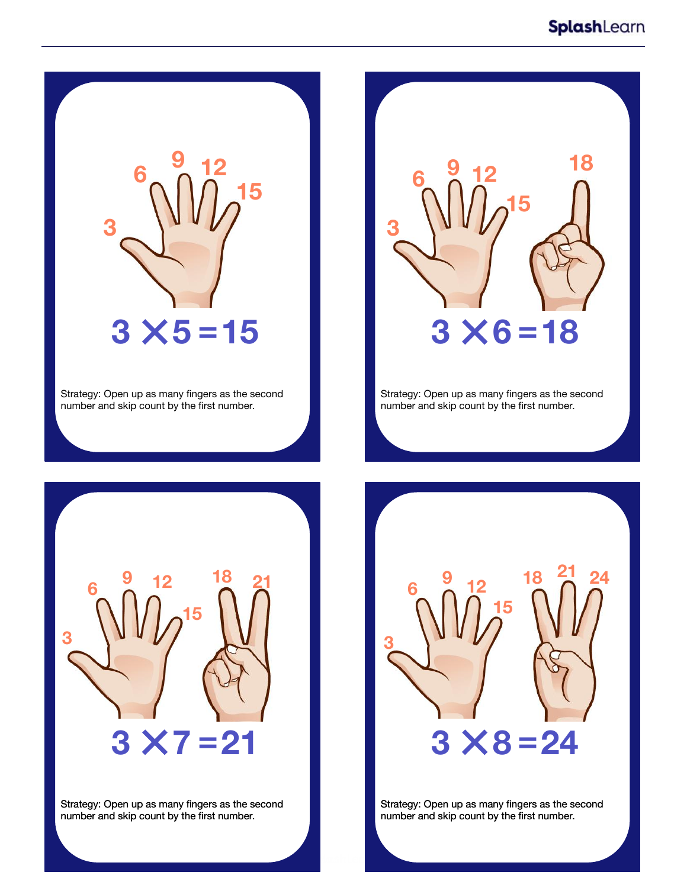$3 \times 5 = 15$

Strategy: Open up as many fingers as the second number and skip count by the first number.

$3 \times 6 = 18$

Strategy: Open up as many fingers as the second number and skip count by the first number.

$3 \times 7 = 21$

Strategy: Open up as many fingers as the second number and skip count by the first number.

$3 \times 8 = 24$

Strategy: Open up as many fingers as the second number and skip count by the first number.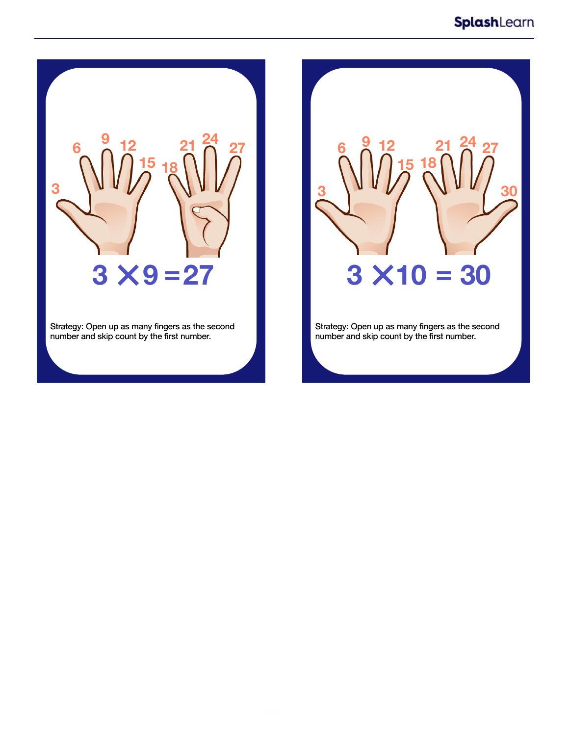3
6
9
12
15
18
21
24
27

$3 \times 9 = 27$

Strategy: Open up as many fingers as the second number and skip count by the first number.

3
6
9
12
15
18
21
24
27
30

$3 \times 10 = 30$

Strategy: Open up as many fingers as the second number and skip count by the first number.